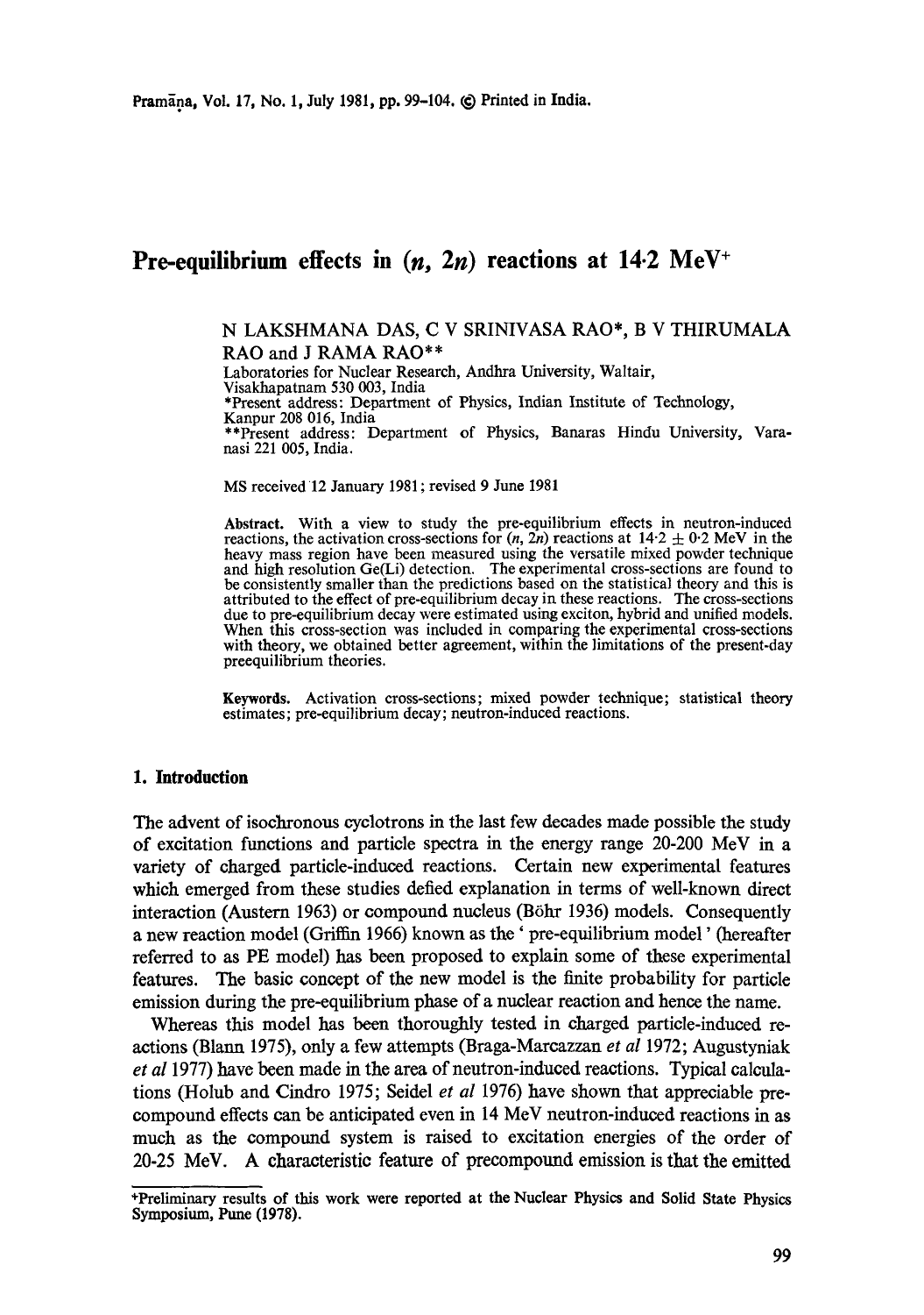# Pre-equilibrium effects in $(n, 2n)$ reactions at 14·2 MeV[+]

N LAKSHMANA DAS, C V SRINIVASA RAO*, B V THIRUMALA RAO and J RAMA RAO**

Laboratories for Nuclear Research, Andhra University, Waltair, Visakhapatnam 530 003, India

*Present address: Department of Physics, Indian Institute of Technology, Kanpur 208 016, India

**Present address: Department of Physics, Banaras Hindu University, Varanasi 221 005, India.

MS received 12 January 1981; revised 9 June 1981

**Abstract.** With a view to study the pre-equilibrium effects in neutron-induced reactions, the activation cross-sections for $(n, 2n)$ reactions at $14{\cdot}2 \pm 0{\cdot}2$ MeV in the heavy mass region have been measured using the versatile mixed powder technique and high resolution Ge(Li) detection. The experimental cross-sections are found to be consistently smaller than the predictions based on the statistical theory and this is attributed to the effect of pre-equilibrium decay in these reactions. The cross-sections due to pre-equilibrium decay were estimated using exciton, hybrid and unified models. When this cross-section was included in comparing the experimental cross-sections with theory, we obtained better agreement, within the limitations of the present-day preequilibrium theories.

**Keywords.** Activation cross-sections; mixed powder technique; statistical theory estimates; pre-equilibrium decay; neutron-induced reactions.

## 1. Introduction

The advent of isochronous cyclotrons in the last few decades made possible the study of excitation functions and particle spectra in the energy range 20-200 MeV in a variety of charged particle-induced reactions. Certain new experimental features which emerged from these studies defied explanation in terms of well-known direct interaction (Austern 1963) or compound nucleus (Böhr 1936) models. Consequently a new reaction model (Griffin 1966) known as the 'pre-equilibrium model' (hereafter referred to as PE model) has been proposed to explain some of these experimental features. The basic concept of the new model is the finite probability for particle emission during the pre-equilibrium phase of a nuclear reaction and hence the name.

Whereas this model has been thoroughly tested in charged particle-induced reactions (Blann 1975), only a few attempts (Braga-Marcazzan *et al* 1972; Augustyniak *et al* 1977) have been made in the area of neutron-induced reactions. Typical calculations (Holub and Cindro 1975; Seidel *et al* 1976) have shown that appreciable precompound effects can be anticipated even in 14 MeV neutron-induced reactions in as much as the compound system is raised to excitation energies of the order of 20-25 MeV. A characteristic feature of precompound emission is that the emitted

[+]Preliminary results of this work were reported at the Nuclear Physics and Solid State Physics Symposium, Pune (1978).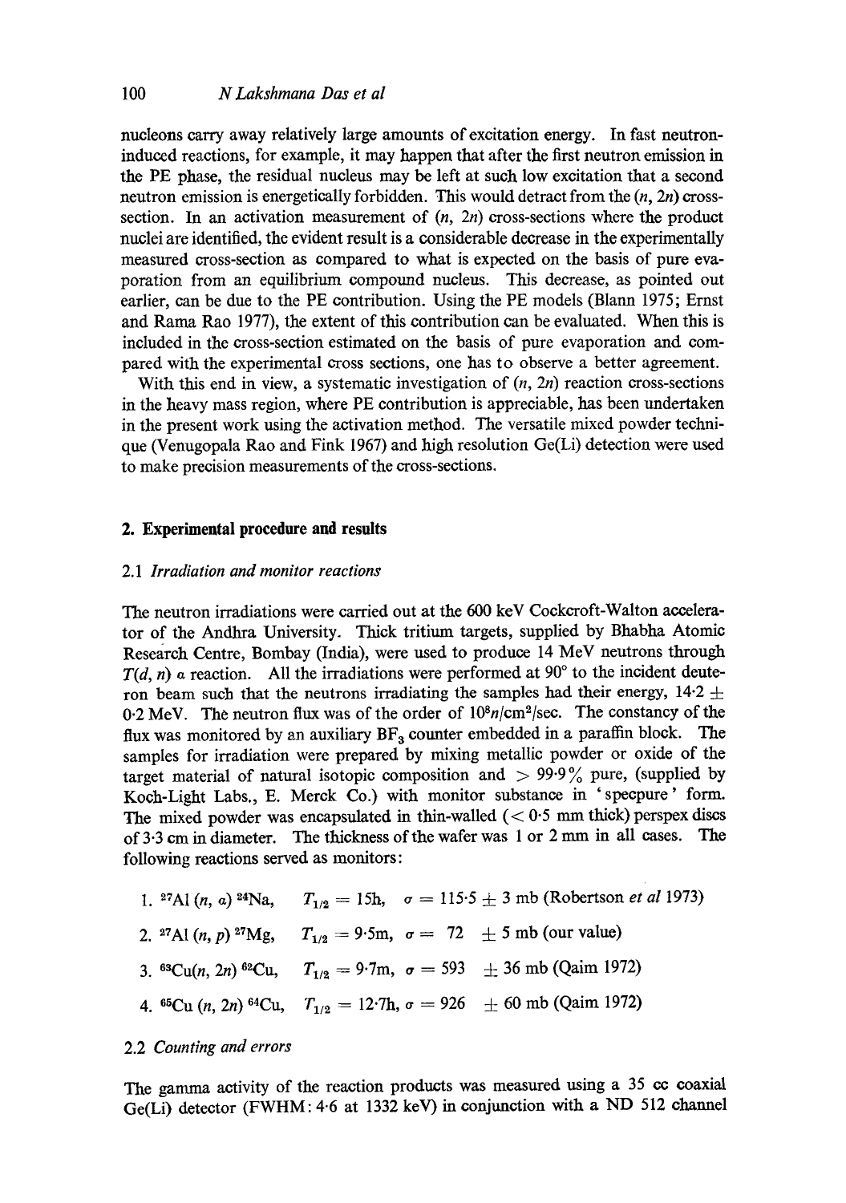nucleons carry away relatively large amounts of excitation energy. In fast neutron-induced reactions, for example, it may happen that after the first neutron emission in the PE phase, the residual nucleus may be left at such low excitation that a second neutron emission is energetically forbidden. This would detract from the $(n, 2n)$ cross-section. In an activation measurement of $(n, 2n)$ cross-sections where the product nuclei are identified, the evident result is a considerable decrease in the experimentally measured cross-section as compared to what is expected on the basis of pure evaporation from an equilibrium compound nucleus. This decrease, as pointed out earlier, can be due to the PE contribution. Using the PE models (Blann 1975; Ernst and Rama Rao 1977), the extent of this contribution can be evaluated. When this is included in the cross-section estimated on the basis of pure evaporation and compared with the experimental cross sections, one has to observe a better agreement.

With this end in view, a systematic investigation of $(n, 2n)$ reaction cross-sections in the heavy mass region, where PE contribution is appreciable, has been undertaken in the present work using the activation method. The versatile mixed powder technique (Venugopala Rao and Fink 1967) and high resolution Ge(Li) detection were used to make precision measurements of the cross-sections.

## 2. Experimental procedure and results

### 2.1 *Irradiation and monitor reactions*

The neutron irradiations were carried out at the 600 keV Cockcroft-Walton accelerator of the Andhra University. Thick tritium targets, supplied by Bhabha Atomic Research Centre, Bombay (India), were used to produce 14 MeV neutrons through $T(d, n)\,\alpha$ reaction. All the irradiations were performed at 90° to the incident deuteron beam such that the neutrons irradiating the samples had their energy, $14{\cdot}2 \pm 0{\cdot}2$ MeV. The neutron flux was of the order of $10^8 n/\text{cm}^2/\text{sec}$. The constancy of the flux was monitored by an auxiliary $BF_3$ counter embedded in a paraffin block. The samples for irradiation were prepared by mixing metallic powder or oxide of the target material of natural isotopic composition and $> 99{\cdot}9\%$ pure, (supplied by Koch-Light Labs., E. Merck Co.) with monitor substance in 'specpure' form. The mixed powder was encapsulated in thin-walled ($< 0{\cdot}5$ mm thick) perspex discs of 3·3 cm in diameter. The thickness of the wafer was 1 or 2 mm in all cases. The following reactions served as monitors:

1. $^{27}$Al $(n, \alpha)$ $^{24}$Na, $T_{1/2} = 15$h, $\sigma = 115{\cdot}5 \pm 3$ mb (Robertson *et al* 1973)
2. $^{27}$Al $(n, p)$ $^{27}$Mg, $T_{1/2} = 9{\cdot}5$m, $\sigma = 72 \pm 5$ mb (our value)
3. $^{63}$Cu$(n, 2n)$ $^{62}$Cu, $T_{1/2} = 9{\cdot}7$m, $\sigma = 593 \pm 36$ mb (Qaim 1972)
4. $^{65}$Cu $(n, 2n)$ $^{64}$Cu, $T_{1/2} = 12{\cdot}7$h, $\sigma = 926 \pm 60$ mb (Qaim 1972)

### 2.2 *Counting and errors*

The gamma activity of the reaction products was measured using a 35 cc coaxial Ge(Li) detector (FWHM: 4·6 at 1332 keV) in conjunction with a ND 512 channel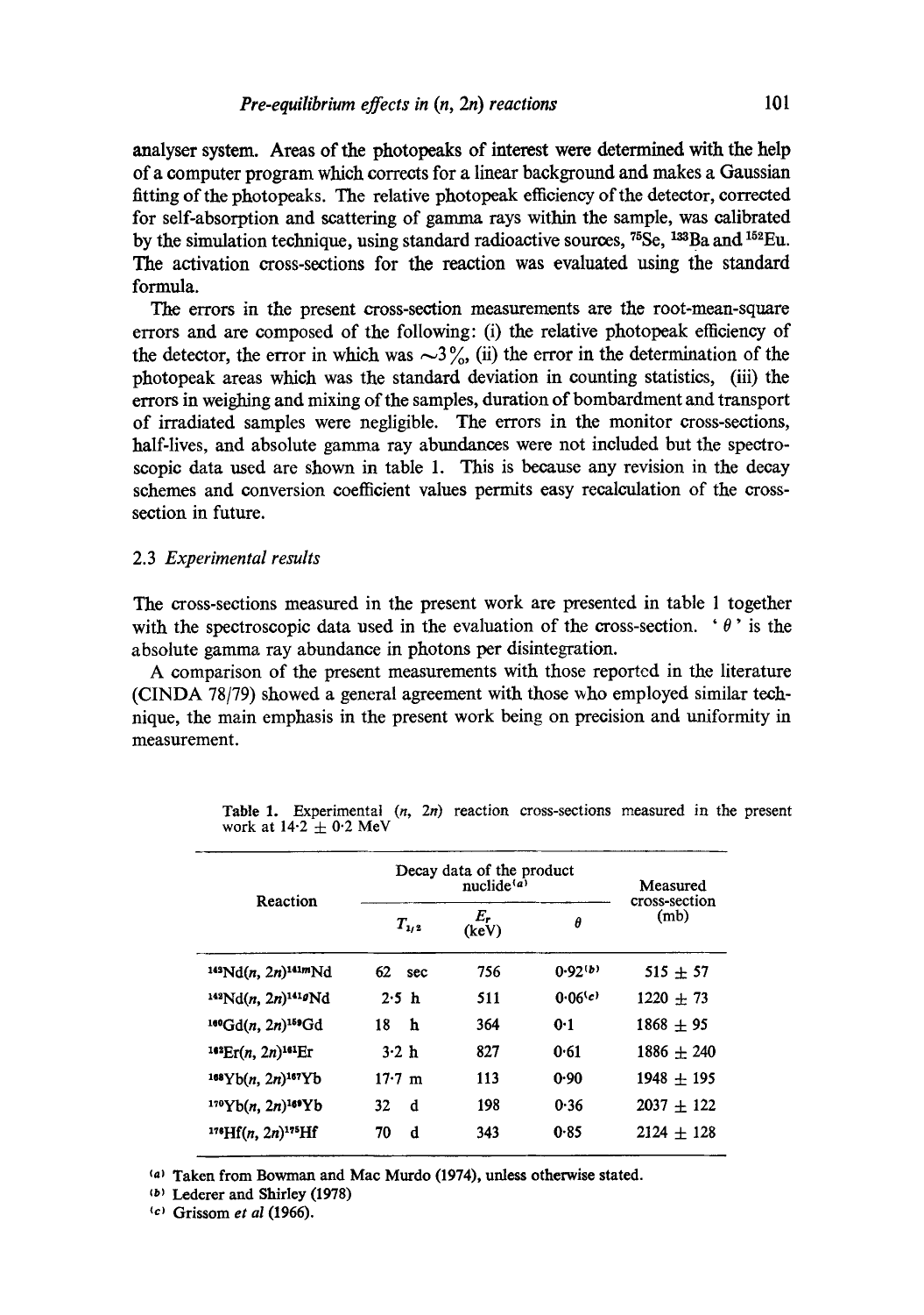analyser system. Areas of the photopeaks of interest were determined with the help of a computer program which corrects for a linear background and makes a Gaussian fitting of the photopeaks. The relative photopeak efficiency of the detector, corrected for self-absorption and scattering of gamma rays within the sample, was calibrated by the simulation technique, using standard radioactive sources, $^{75}Se$, $^{133}Ba$ and $^{152}Eu$. The activation cross-sections for the reaction was evaluated using the standard formula.

The errors in the present cross-section measurements are the root-mean-square errors and are composed of the following: (i) the relative photopeak efficiency of the detector, the error in which was ~3%, (ii) the error in the determination of the photopeak areas which was the standard deviation in counting statistics, (iii) the errors in weighing and mixing of the samples, duration of bombardment and transport of irradiated samples were negligible. The errors in the monitor cross-sections, half-lives, and absolute gamma ray abundances were not included but the spectroscopic data used are shown in table 1. This is because any revision in the decay schemes and conversion coefficient values permits easy recalculation of the cross-section in future.

### 2.3 *Experimental results*

The cross-sections measured in the present work are presented in table 1 together with the spectroscopic data used in the evaluation of the cross-section. '$\theta$' is the absolute gamma ray abundance in photons per disintegration.

A comparison of the present measurements with those reported in the literature (CINDA 78/79) showed a general agreement with those who employed similar technique, the main emphasis in the present work being on precision and uniformity in measurement.

**Table 1.** Experimental $(n, 2n)$ reaction cross-sections measured in the present work at $14{\cdot}2 \pm 0{\cdot}2$ MeV

| Reaction | Decay data of the product nuclide[a] | | | Measured cross-section (mb) |
|---|---|---|---|---|
| | $T_{1/2}$ | $E_r$ (keV) | $\theta$ | |
| $^{142}Nd(n, 2n)^{141m}Nd$ | 62 sec | 756 | 0·92[b] | 515 ± 57 |
| $^{142}Nd(n, 2n)^{141g}Nd$ | 2·5 h | 511 | 0·06[c] | 1220 ± 73 |
| $^{160}Gd(n, 2n)^{159}Gd$ | 18 h | 364 | 0·1 | 1868 ± 95 |
| $^{162}Er(n, 2n)^{161}Er$ | 3·2 h | 827 | 0·61 | 1886 ± 240 |
| $^{168}Yb(n, 2n)^{167}Yb$ | 17·7 m | 113 | 0·90 | 1948 ± 195 |
| $^{170}Yb(n, 2n)^{169}Yb$ | 32 d | 198 | 0·36 | 2037 ± 122 |
| $^{176}Hf(n, 2n)^{175}Hf$ | 70 d | 343 | 0·85 | 2124 ± 128 |

[a] Taken from Bowman and Mac Murdo (1974), unless otherwise stated.
[b] Lederer and Shirley (1978)
[c] Grissom *et al* (1966).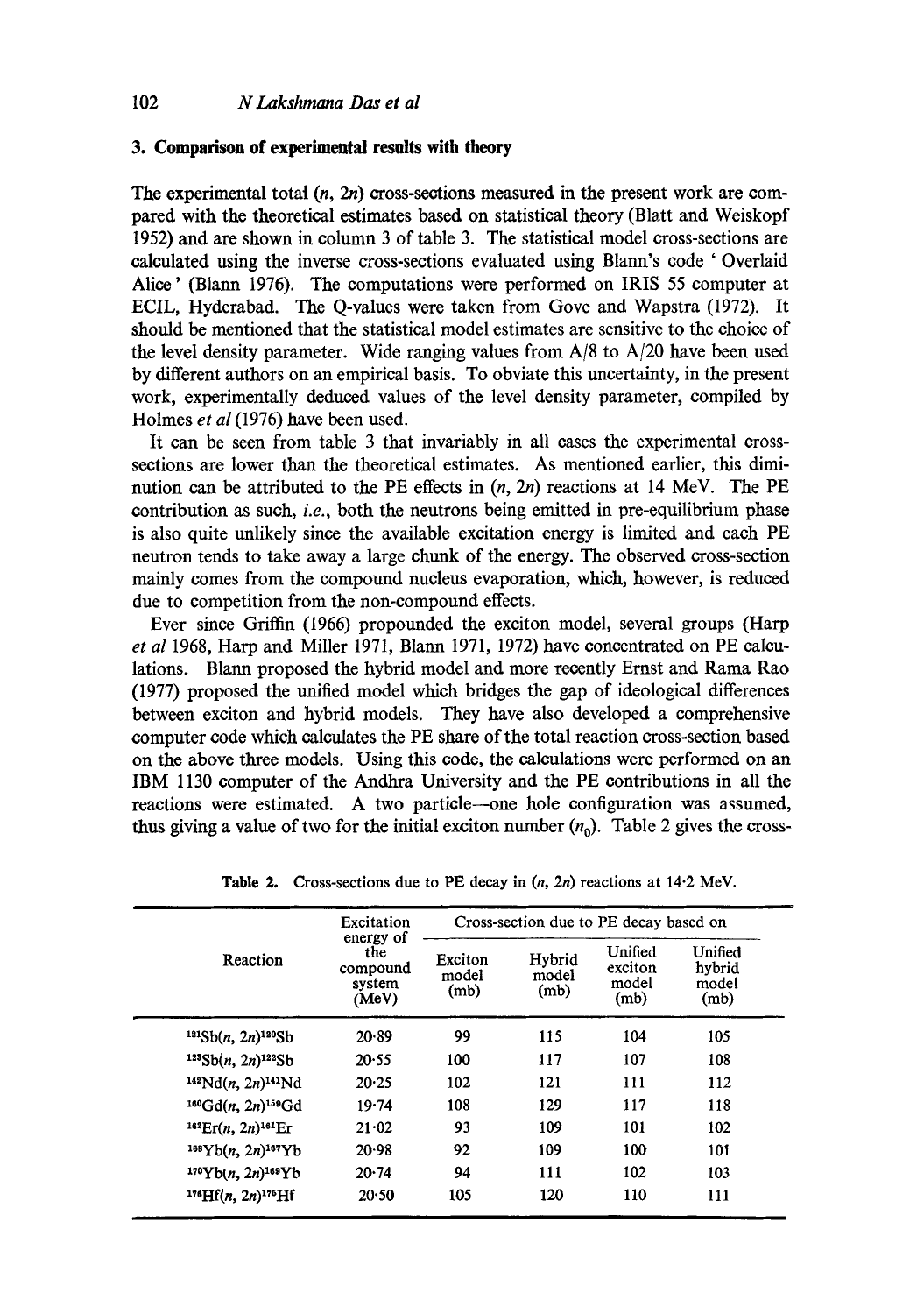## 3. Comparison of experimental results with theory

The experimental total $(n, 2n)$ cross-sections measured in the present work are compared with the theoretical estimates based on statistical theory (Blatt and Weiskopf 1952) and are shown in column 3 of table 3. The statistical model cross-sections are calculated using the inverse cross-sections evaluated using Blann's code 'Overlaid Alice' (Blann 1976). The computations were performed on IRIS 55 computer at ECIL, Hyderabad. The Q-values were taken from Gove and Wapstra (1972). It should be mentioned that the statistical model estimates are sensitive to the choice of the level density parameter. Wide ranging values from A/8 to A/20 have been used by different authors on an empirical basis. To obviate this uncertainty, in the present work, experimentally deduced values of the level density parameter, compiled by Holmes *et al* (1976) have been used.

It can be seen from table 3 that invariably in all cases the experimental cross-sections are lower than the theoretical estimates. As mentioned earlier, this diminution can be attributed to the PE effects in $(n, 2n)$ reactions at 14 MeV. The PE contribution as such, *i.e.*, both the neutrons being emitted in pre-equilibrium phase is also quite unlikely since the available excitation energy is limited and each PE neutron tends to take away a large chunk of the energy. The observed cross-section mainly comes from the compound nucleus evaporation, which, however, is reduced due to competition from the non-compound effects.

Ever since Griffin (1966) propounded the exciton model, several groups (Harp *et al* 1968, Harp and Miller 1971, Blann 1971, 1972) have concentrated on PE calculations. Blann proposed the hybrid model and more recently Ernst and Rama Rao (1977) proposed the unified model which bridges the gap of ideological differences between exciton and hybrid models. They have also developed a comprehensive computer code which calculates the PE share of the total reaction cross-section based on the above three models. Using this code, the calculations were performed on an IBM 1130 computer of the Andhra University and the PE contributions in all the reactions were estimated. A two particle—one hole configuration was assumed, thus giving a value of two for the initial exciton number ($n_0$). Table 2 gives the cross-

**Table 2.** Cross-sections due to PE decay in $(n, 2n)$ reactions at 14·2 MeV.

| Reaction | Excitation energy of the compound system (MeV) | Cross-section due to PE decay based on | | | |
|---|---|---|---|---|---|
| | | Exciton model (mb) | Hybrid model (mb) | Unified exciton model (mb) | Unified hybrid model (mb) |
| $^{121}Sb(n, 2n)^{120}Sb$ | 20·89 | 99 | 115 | 104 | 105 |
| $^{123}Sb(n, 2n)^{122}Sb$ | 20·55 | 100 | 117 | 107 | 108 |
| $^{142}Nd(n, 2n)^{141}Nd$ | 20·25 | 102 | 121 | 111 | 112 |
| $^{160}Gd(n, 2n)^{159}Gd$ | 19·74 | 108 | 129 | 117 | 118 |
| $^{162}Er(n, 2n)^{161}Er$ | 21·02 | 93 | 109 | 101 | 102 |
| $^{168}Yb(n, 2n)^{167}Yb$ | 20·98 | 92 | 109 | 100 | 101 |
| $^{170}Yb(n, 2n)^{169}Yb$ | 20·74 | 94 | 111 | 102 | 103 |
| $^{176}Hf(n, 2n)^{175}Hf$ | 20·50 | 105 | 120 | 110 | 111 |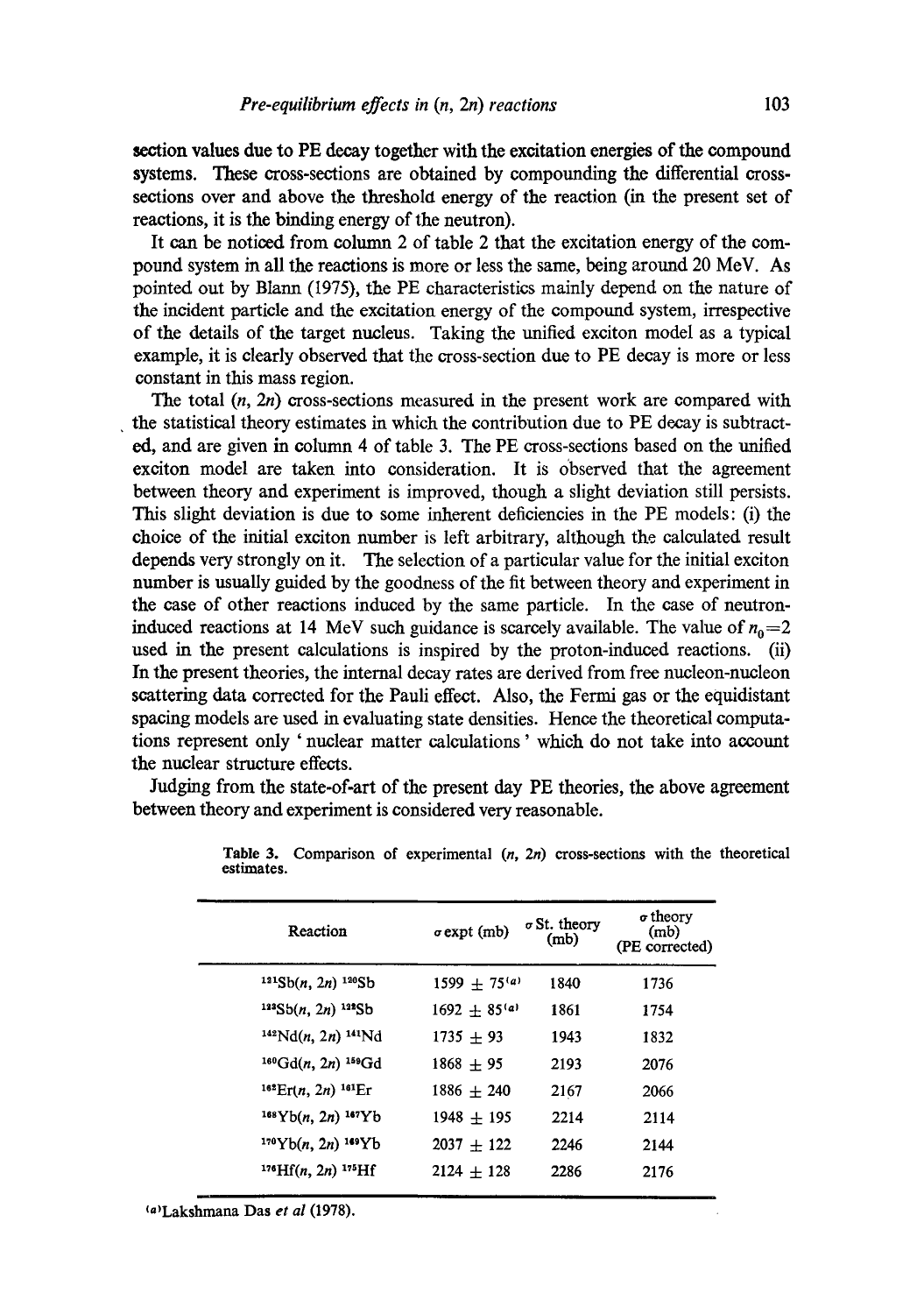section values due to PE decay together with the excitation energies of the compound systems. These cross-sections are obtained by compounding the differential cross-sections over and above the threshold energy of the reaction (in the present set of reactions, it is the binding energy of the neutron).

It can be noticed from column 2 of table 2 that the excitation energy of the compound system in all the reactions is more or less the same, being around 20 MeV. As pointed out by Blann (1975), the PE characteristics mainly depend on the nature of the incident particle and the excitation energy of the compound system, irrespective of the details of the target nucleus. Taking the unified exciton model as a typical example, it is clearly observed that the cross-section due to PE decay is more or less constant in this mass region.

The total $(n, 2n)$ cross-sections measured in the present work are compared with the statistical theory estimates in which the contribution due to PE decay is subtracted, and are given in column 4 of table 3. The PE cross-sections based on the unified exciton model are taken into consideration. It is observed that the agreement between theory and experiment is improved, though a slight deviation still persists. This slight deviation is due to some inherent deficiencies in the PE models: (i) the choice of the initial exciton number is left arbitrary, although the calculated result depends very strongly on it. The selection of a particular value for the initial exciton number is usually guided by the goodness of the fit between theory and experiment in the case of other reactions induced by the same particle. In the case of neutron-induced reactions at 14 MeV such guidance is scarcely available. The value of $n_0=2$ used in the present calculations is inspired by the proton-induced reactions. (ii) In the present theories, the internal decay rates are derived from free nucleon-nucleon scattering data corrected for the Pauli effect. Also, the Fermi gas or the equidistant spacing models are used in evaluating state densities. Hence the theoretical computations represent only 'nuclear matter calculations' which do not take into account the nuclear structure effects.

Judging from the state-of-art of the present day PE theories, the above agreement between theory and experiment is considered very reasonable.

**Table 3.** Comparison of experimental $(n, 2n)$ cross-sections with the theoretical estimates.

| Reaction | $\sigma$ expt (mb) | $\sigma$ St. theory (mb) | $\sigma$ theory (mb) (PE corrected) |
|---|---|---|---|
| $^{121}$Sb$(n, 2n)$ $^{120}$Sb | $1599 \pm 75$[a] | 1840 | 1736 |
| $^{123}$Sb$(n, 2n)$ $^{122}$Sb | $1692 \pm 85$[a] | 1861 | 1754 |
| $^{142}$Nd$(n, 2n)$ $^{141}$Nd | $1735 \pm 93$ | 1943 | 1832 |
| $^{160}$Gd$(n, 2n)$ $^{159}$Gd | $1868 \pm 95$ | 2193 | 2076 |
| $^{162}$Er$(n, 2n)$ $^{161}$Er | $1886 \pm 240$ | 2167 | 2066 |
| $^{168}$Yb$(n, 2n)$ $^{167}$Yb | $1948 \pm 195$ | 2214 | 2114 |
| $^{170}$Yb$(n, 2n)$ $^{169}$Yb | $2037 \pm 122$ | 2246 | 2144 |
| $^{176}$Hf$(n, 2n)$ $^{175}$Hf | $2124 \pm 128$ | 2286 | 2176 |

[a] Lakshmana Das *et al* (1978).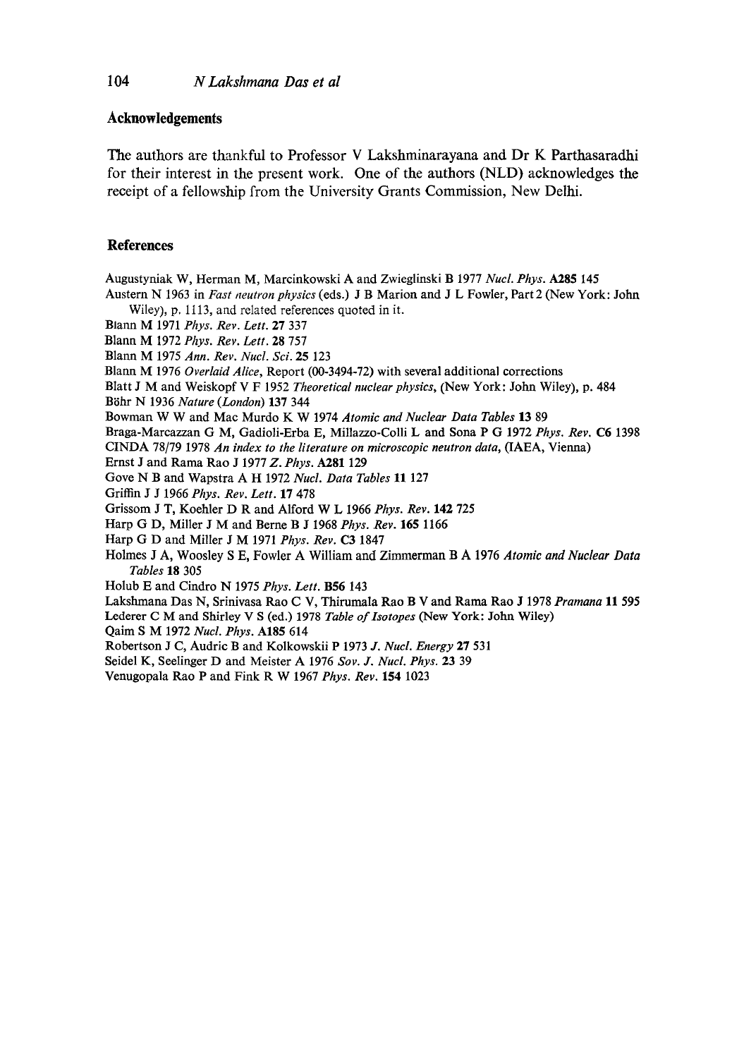## Acknowledgements

The authors are thankful to Professor V Lakshminarayana and Dr K Parthasaradhi for their interest in the present work. One of the authors (NLD) acknowledges the receipt of a fellowship from the University Grants Commission, New Delhi.

## References

Augustyniak W, Herman M, Marcinkowski A and Zwieglinski B 1977 *Nucl. Phys.* **A285** 145

Austern N 1963 in *Fast neutron physics* (eds.) J B Marion and J L Fowler, Part 2 (New York: John Wiley), p. 1113, and related references quoted in it.

Blann M 1971 *Phys. Rev. Lett.* **27** 337

Blann M 1972 *Phys. Rev. Lett.* **28** 757

Blann M 1975 *Ann. Rev. Nucl. Sci.* **25** 123

Blann M 1976 *Overlaid Alice*, Report (00-3494-72) with several additional corrections

Blatt J M and Weiskopf V F 1952 *Theoretical nuclear physics*, (New York: John Wiley), p. 484

Böhr N 1936 *Nature (London)* **137** 344

Bowman W W and Mac Murdo K W 1974 *Atomic and Nuclear Data Tables* **13** 89

Braga-Marcazzan G M, Gadioli-Erba E, Millazzo-Colli L and Sona P G 1972 *Phys. Rev.* **C6** 1398

CINDA 78/79 1978 *An index to the literature on microscopic neutron data*, (IAEA, Vienna)

Ernst J and Rama Rao J 1977 *Z. Phys.* **A281** 129

Gove N B and Wapstra A H 1972 *Nucl. Data Tables* **11** 127

Griffin J J 1966 *Phys. Rev. Lett.* **17** 478

Grissom J T, Koehler D R and Alford W L 1966 *Phys. Rev.* **142** 725

Harp G D, Miller J M and Berne B J 1968 *Phys. Rev.* **165** 1166

Harp G D and Miller J M 1971 *Phys. Rev.* **C3** 1847

Holmes J A, Woosley S E, Fowler A William and Zimmerman B A 1976 *Atomic and Nuclear Data Tables* **18** 305

Holub E and Cindro N 1975 *Phys. Lett.* **B56** 143

Lakshmana Das N, Srinivasa Rao C V, Thirumala Rao B V and Rama Rao J 1978 *Pramana* **11** 595

Lederer C M and Shirley V S (ed.) 1978 *Table of Isotopes* (New York: John Wiley)

Qaim S M 1972 *Nucl. Phys.* **A185** 614

Robertson J C, Audric B and Kolkowskii P 1973 *J. Nucl. Energy* **27** 531

Seidel K, Seelinger D and Meister A 1976 *Sov. J. Nucl. Phys.* **23** 39

Venugopala Rao P and Fink R W 1967 *Phys. Rev.* **154** 1023